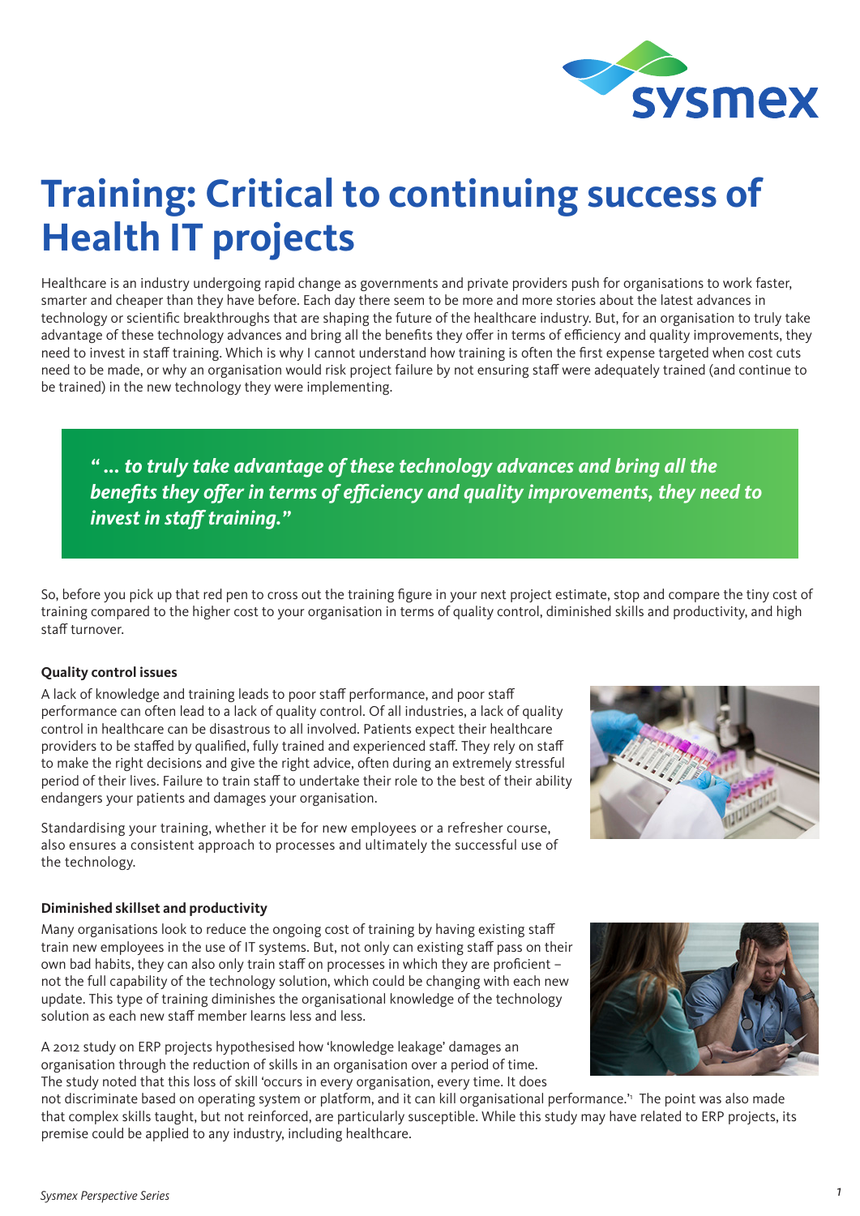# Training: Critical to continuing success of Health IT projects

Healthcare is an industry undergoing rapid change as governments and private providers push for organisations to work faster, smarter and cheaper than they have before. Each day there seem to be more and more stories about the latest advances in technology or scientific breakthroughs that are shaping the future of the healthcare industry. But, for an organisation to truly take advantage of these technology advances and bring all the benefits they offer in terms of efficiency and quality improvements, they need to invest in staff training. Which is why I cannot understand how training is often the first expense targeted when cost cuts need to be made, or why an organisation would risk project failure by not ensuring staff were adequately trained (and continue to be trained) in the new technology they were implementing.

> *" ... to truly take advantage of these technology advances and bring all the benefits they offer in terms of efficiency and quality improvements, they need to invest in staff training."*

So, before you pick up that red pen to cross out the training figure in your next project estimate, stop and compare the tiny cost of training compared to the higher cost to your organisation in terms of quality control, diminished skills and productivity, and high staff turnover.

**Quality control issues**

A lack of knowledge and training leads to poor staff performance, and poor staff performance can often lead to a lack of quality control. Of all industries, a lack of quality control in healthcare can be disastrous to all involved. Patients expect their healthcare providers to be staffed by qualified, fully trained and experienced staff. They rely on staff to make the right decisions and give the right advice, often during an extremely stressful period of their lives. Failure to train staff to undertake their role to the best of their ability endangers your patients and damages your organisation.

Standardising your training, whether it be for new employees or a refresher course, also ensures a consistent approach to processes and ultimately the successful use of the technology.

**Diminished skillset and productivity**

Many organisations look to reduce the ongoing cost of training by having existing staff train new employees in the use of IT systems. But, not only can existing staff pass on their own bad habits, they can also only train staff on processes in which they are proficient – not the full capability of the technology solution, which could be changing with each new update. This type of training diminishes the organisational knowledge of the technology solution as each new staff member learns less and less.

A 2012 study on ERP projects hypothesised how 'knowledge leakage' damages an organisation through the reduction of skills in an organisation over a period of time. The study noted that this loss of skill 'occurs in every organisation, every time. It does not discriminate based on operating system or platform, and it can kill organisational performance.'[1] The point was also made that complex skills taught, but not reinforced, are particularly susceptible. While this study may have related to ERP projects, its premise could be applied to any industry, including healthcare.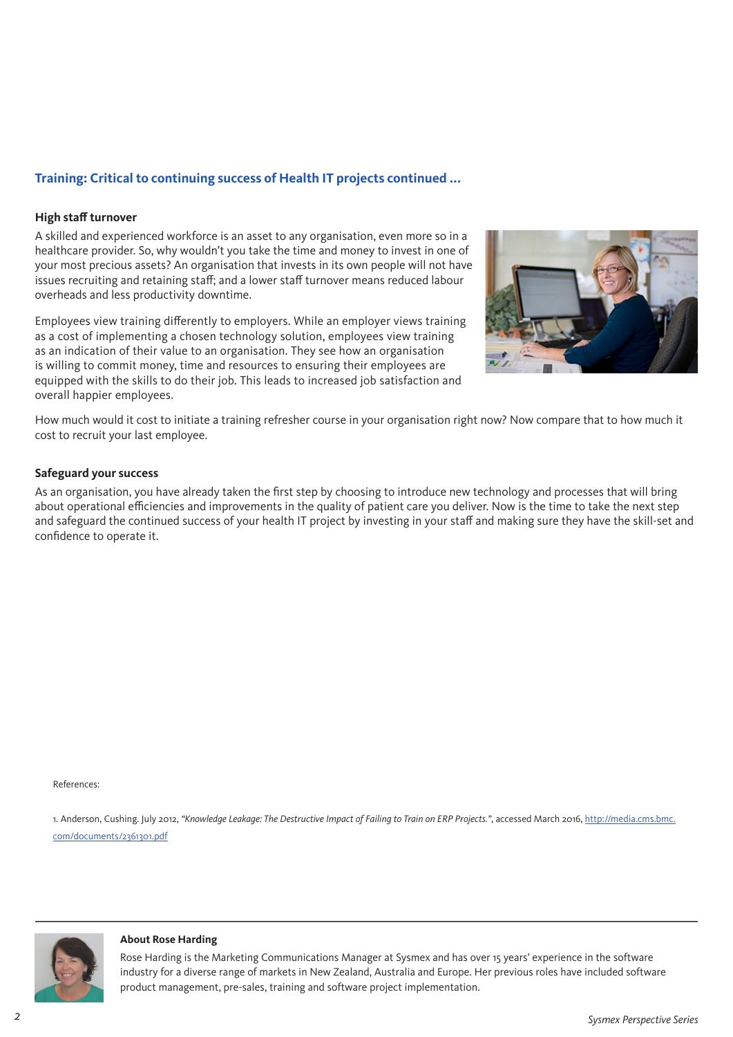## Training: Critical to continuing success of Health IT projects continued ...

### High staff turnover

A skilled and experienced workforce is an asset to any organisation, even more so in a healthcare provider. So, why wouldn't you take the time and money to invest in one of your most precious assets? An organisation that invests in its own people will not have issues recruiting and retaining staff; and a lower staff turnover means reduced labour overheads and less productivity downtime.

Employees view training differently to employers. While an employer views training as a cost of implementing a chosen technology solution, employees view training as an indication of their value to an organisation. They see how an organisation is willing to commit money, time and resources to ensuring their employees are equipped with the skills to do their job. This leads to increased job satisfaction and overall happier employees.

How much would it cost to initiate a training refresher course in your organisation right now? Now compare that to how much it cost to recruit your last employee.

### Safeguard your success

As an organisation, you have already taken the first step by choosing to introduce new technology and processes that will bring about operational efficiencies and improvements in the quality of patient care you deliver. Now is the time to take the next step and safeguard the continued success of your health IT project by investing in your staff and making sure they have the skill-set and confidence to operate it.

References:

1. Anderson, Cushing. July 2012, *"Knowledge Leakage: The Destructive Impact of Failing to Train on ERP Projects."*, accessed March 2016, http://media.cms.bmc.com/documents/2361301.pdf

**About Rose Harding**

Rose Harding is the Marketing Communications Manager at Sysmex and has over 15 years' experience in the software industry for a diverse range of markets in New Zealand, Australia and Europe. Her previous roles have included software product management, pre-sales, training and software project implementation.